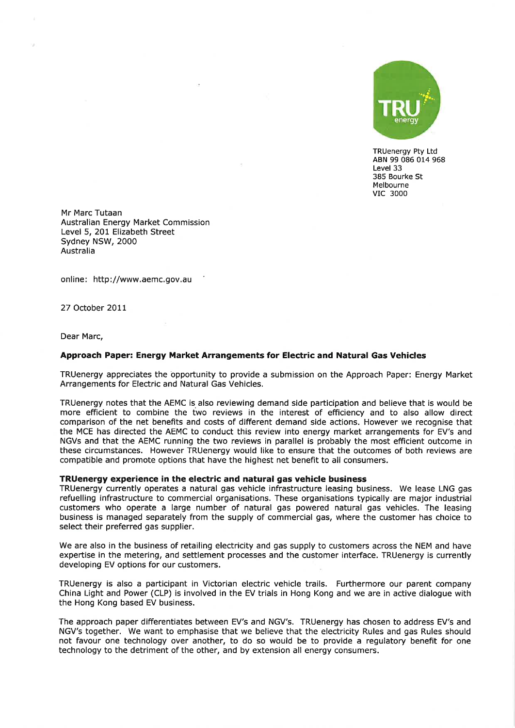TRU energy

TRUenergy Pty Ltd
ABN 99 086 014 968
Level 33
385 Bourke St
Melbourne
VIC 3000

Mr Marc Tutaan
Australian Energy Market Commission
Level 5, 201 Elizabeth Street
Sydney NSW, 2000
Australia

online: http://www.aemc.gov.au

27 October 2011

Dear Marc,

**Approach Paper: Energy Market Arrangements for Electric and Natural Gas Vehicles**

TRUenergy appreciates the opportunity to provide a submission on the Approach Paper: Energy Market Arrangements for Electric and Natural Gas Vehicles.

TRUenergy notes that the AEMC is also reviewing demand side participation and believe that is would be more efficient to combine the two reviews in the interest of efficiency and to also allow direct comparison of the net benefits and costs of different demand side actions. However we recognise that the MCE has directed the AEMC to conduct this review into energy market arrangements for EV's and NGVs and that the AEMC running the two reviews in parallel is probably the most efficient outcome in these circumstances. However TRUenergy would like to ensure that the outcomes of both reviews are compatible and promote options that have the highest net benefit to all consumers.

**TRUenergy experience in the electric and natural gas vehicle business**

TRUenergy currently operates a natural gas vehicle infrastructure leasing business. We lease LNG gas refuelling infrastructure to commercial organisations. These organisations typically are major industrial customers who operate a large number of natural gas powered natural gas vehicles. The leasing business is managed separately from the supply of commercial gas, where the customer has choice to select their preferred gas supplier.

We are also in the business of retailing electricity and gas supply to customers across the NEM and have expertise in the metering, and settlement processes and the customer interface. TRUenergy is currently developing EV options for our customers.

TRUenergy is also a participant in Victorian electric vehicle trails. Furthermore our parent company China Light and Power (CLP) is involved in the EV trials in Hong Kong and we are in active dialogue with the Hong Kong based EV business.

The approach paper differentiates between EV's and NGV's. TRUenergy has chosen to address EV's and NGV's together. We want to emphasise that we believe that the electricity Rules and gas Rules should not favour one technology over another, to do so would be to provide a regulatory benefit for one technology to the detriment of the other, and by extension all energy consumers.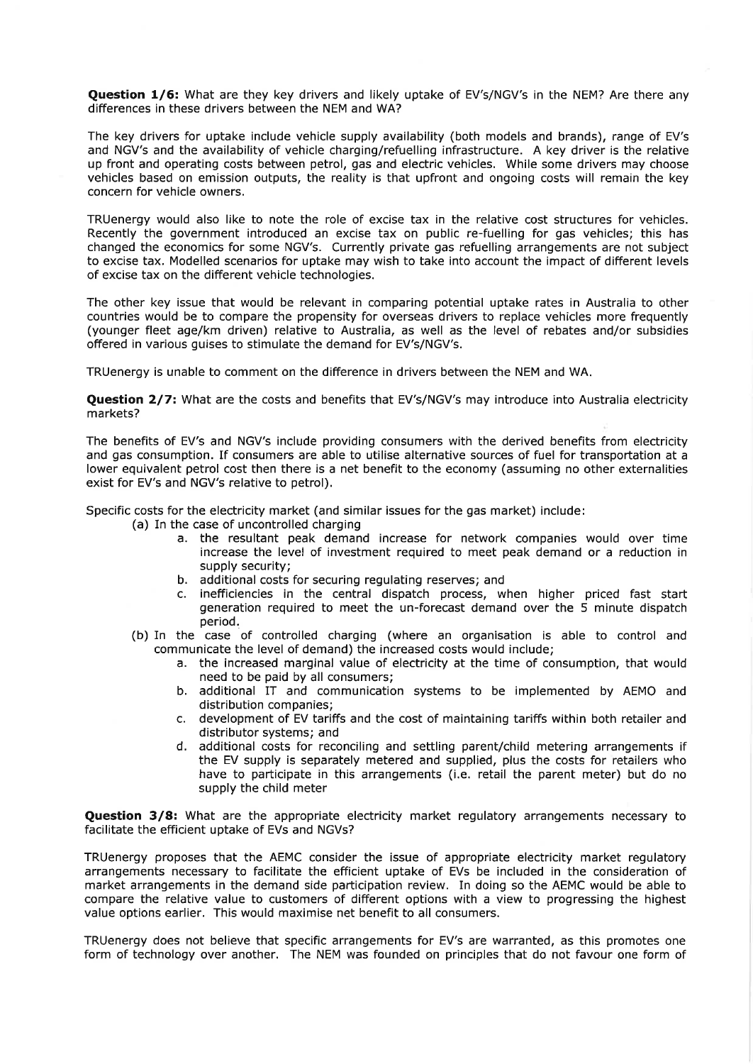**Question 1/6:** What are they key drivers and likely uptake of EV's/NGV's in the NEM? Are there any differences in these drivers between the NEM and WA?

The key drivers for uptake include vehicle supply availability (both models and brands), range of EV's and NGV's and the availability of vehicle charging/refuelling infrastructure. A key driver is the relative up front and operating costs between petrol, gas and electric vehicles. While some drivers may choose vehicles based on emission outputs, the reality is that upfront and ongoing costs will remain the key concern for vehicle owners.

TRUenergy would also like to note the role of excise tax in the relative cost structures for vehicles. Recently the government introduced an excise tax on public re-fuelling for gas vehicles; this has changed the economics for some NGV's. Currently private gas refuelling arrangements are not subject to excise tax. Modelled scenarios for uptake may wish to take into account the impact of different levels of excise tax on the different vehicle technologies.

The other key issue that would be relevant in comparing potential uptake rates in Australia to other countries would be to compare the propensity for overseas drivers to replace vehicles more frequently (younger fleet age/km driven) relative to Australia, as well as the level of rebates and/or subsidies offered in various guises to stimulate the demand for EV's/NGV's.

TRUenergy is unable to comment on the difference in drivers between the NEM and WA.

**Question 2/7:** What are the costs and benefits that EV's/NGV's may introduce into Australia electricity markets?

The benefits of EV's and NGV's include providing consumers with the derived benefits from electricity and gas consumption. If consumers are able to utilise alternative sources of fuel for transportation at a lower equivalent petrol cost then there is a net benefit to the economy (assuming no other externalities exist for EV's and NGV's relative to petrol).

Specific costs for the electricity market (and similar issues for the gas market) include:

(a) In the case of uncontrolled charging
   a. the resultant peak demand increase for network companies would over time increase the level of investment required to meet peak demand or a reduction in supply security;
   b. additional costs for securing regulating reserves; and
   c. inefficiencies in the central dispatch process, when higher priced fast start generation required to meet the un-forecast demand over the 5 minute dispatch period.

(b) In the case of controlled charging (where an organisation is able to control and communicate the level of demand) the increased costs would include;
   a. the increased marginal value of electricity at the time of consumption, that would need to be paid by all consumers;
   b. additional IT and communication systems to be implemented by AEMO and distribution companies;
   c. development of EV tariffs and the cost of maintaining tariffs within both retailer and distributor systems; and
   d. additional costs for reconciling and settling parent/child metering arrangements if the EV supply is separately metered and supplied, plus the costs for retailers who have to participate in this arrangements (i.e. retail the parent meter) but do no supply the child meter

**Question 3/8:** What are the appropriate electricity market regulatory arrangements necessary to facilitate the efficient uptake of EVs and NGVs?

TRUenergy proposes that the AEMC consider the issue of appropriate electricity market regulatory arrangements necessary to facilitate the efficient uptake of EVs be included in the consideration of market arrangements in the demand side participation review. In doing so the AEMC would be able to compare the relative value to customers of different options with a view to progressing the highest value options earlier. This would maximise net benefit to all consumers.

TRUenergy does not believe that specific arrangements for EV's are warranted, as this promotes one form of technology over another. The NEM was founded on principles that do not favour one form of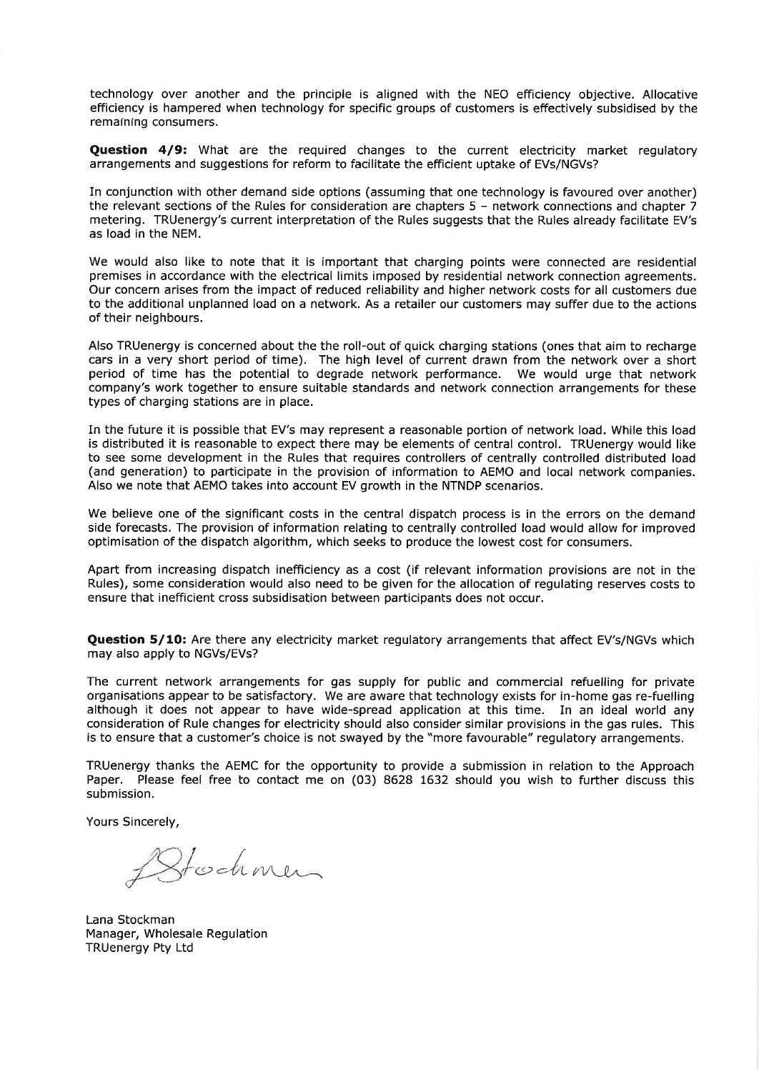technology over another and the principle is aligned with the NEO efficiency objective. Allocative efficiency is hampered when technology for specific groups of customers is effectively subsidised by the remaining consumers.

**Question 4/9:** What are the required changes to the current electricity market regulatory arrangements and suggestions for reform to facilitate the efficient uptake of EVs/NGVs?

In conjunction with other demand side options (assuming that one technology is favoured over another) the relevant sections of the Rules for consideration are chapters 5 – network connections and chapter 7 metering. TRUenergy's current interpretation of the Rules suggests that the Rules already facilitate EV's as load in the NEM.

We would also like to note that it is important that charging points were connected are residential premises in accordance with the electrical limits imposed by residential network connection agreements. Our concern arises from the impact of reduced reliability and higher network costs for all customers due to the additional unplanned load on a network. As a retailer our customers may suffer due to the actions of their neighbours.

Also TRUenergy is concerned about the the roll-out of quick charging stations (ones that aim to recharge cars in a very short period of time). The high level of current drawn from the network over a short period of time has the potential to degrade network performance. We would urge that network company's work together to ensure suitable standards and network connection arrangements for these types of charging stations are in place.

In the future it is possible that EV's may represent a reasonable portion of network load. While this load is distributed it is reasonable to expect there may be elements of central control. TRUenergy would like to see some development in the Rules that requires controllers of centrally controlled distributed load (and generation) to participate in the provision of information to AEMO and local network companies. Also we note that AEMO takes into account EV growth in the NTNDP scenarios.

We believe one of the significant costs in the central dispatch process is in the errors on the demand side forecasts. The provision of information relating to centrally controlled load would allow for improved optimisation of the dispatch algorithm, which seeks to produce the lowest cost for consumers.

Apart from increasing dispatch inefficiency as a cost (if relevant information provisions are not in the Rules), some consideration would also need to be given for the allocation of regulating reserves costs to ensure that inefficient cross subsidisation between participants does not occur.

**Question 5/10:** Are there any electricity market regulatory arrangements that affect EV's/NGVs which may also apply to NGVs/EVs?

The current network arrangements for gas supply for public and commercial refuelling for private organisations appear to be satisfactory. We are aware that technology exists for in-home gas re-fuelling although it does not appear to have wide-spread application at this time. In an ideal world any consideration of Rule changes for electricity should also consider similar provisions in the gas rules. This is to ensure that a customer's choice is not swayed by the "more favourable" regulatory arrangements.

TRUenergy thanks the AEMC for the opportunity to provide a submission in relation to the Approach Paper. Please feel free to contact me on (03) 8628 1632 should you wish to further discuss this submission.

Yours Sincerely,

Lana Stockman
Manager, Wholesale Regulation
TRUenergy Pty Ltd